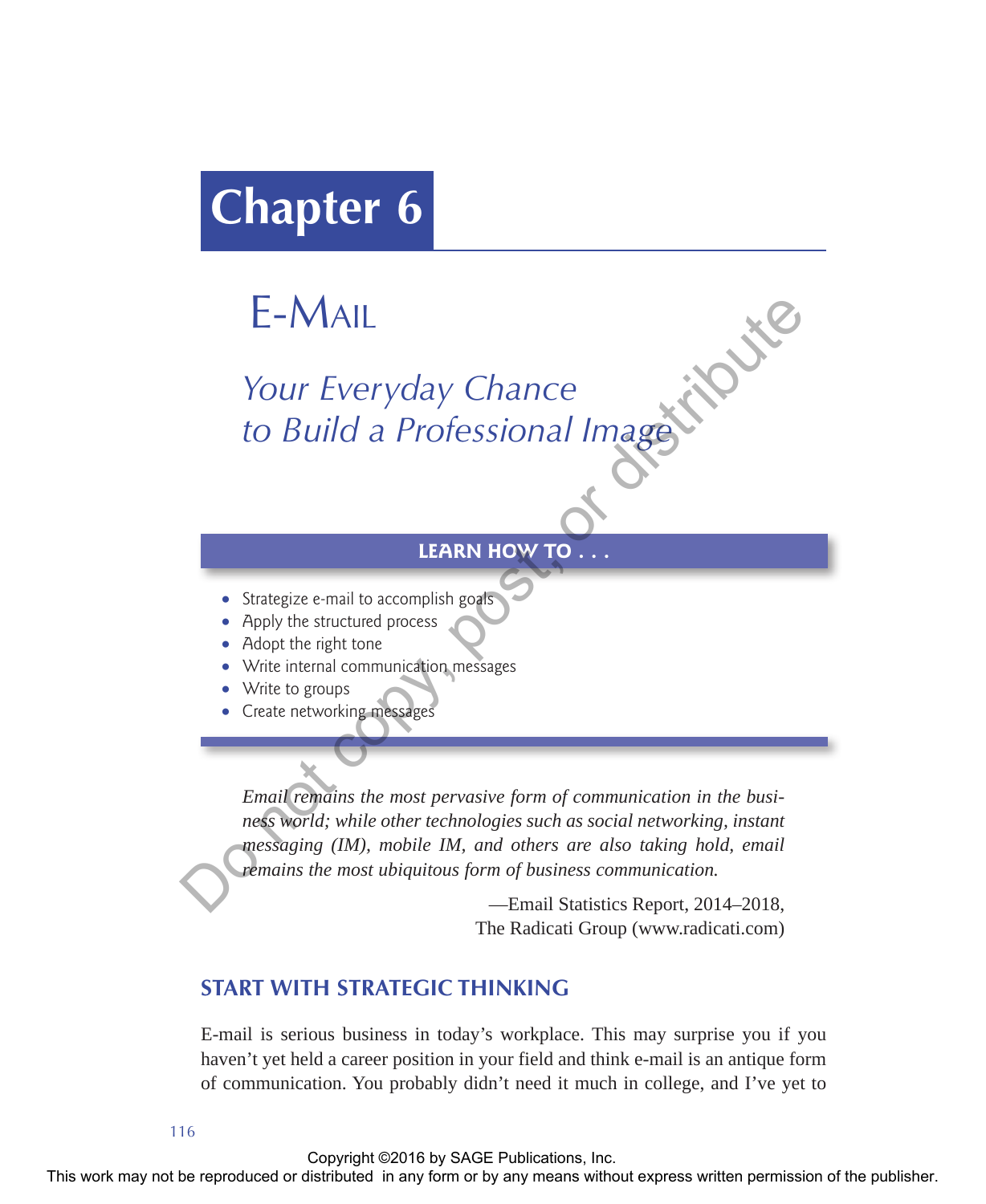# Chapter 6

## E-Mail

### *Your Everyday Chance to Build a Professional Image*

**LEARN HOW TO . . .**

- Strategize e-mail to accomplish goals
- Apply the structured process
- Adopt the right tone
- Write internal communication messages
- Write to groups
- Create networking messages

*Email remains the most pervasive form of communication in the business world; while other technologies such as social networking, instant messaging (IM), mobile IM, and others are also taking hold, email remains the most ubiquitous form of business communication.*

—Email Statistics Report, 2014–2018,
The Radicati Group (www.radicati.com)

## START WITH STRATEGIC THINKING

E-mail is serious business in today's workplace. This may surprise you if you haven't yet held a career position in your field and think e-mail is an antique form of communication. You probably didn't need it much in college, and I've yet to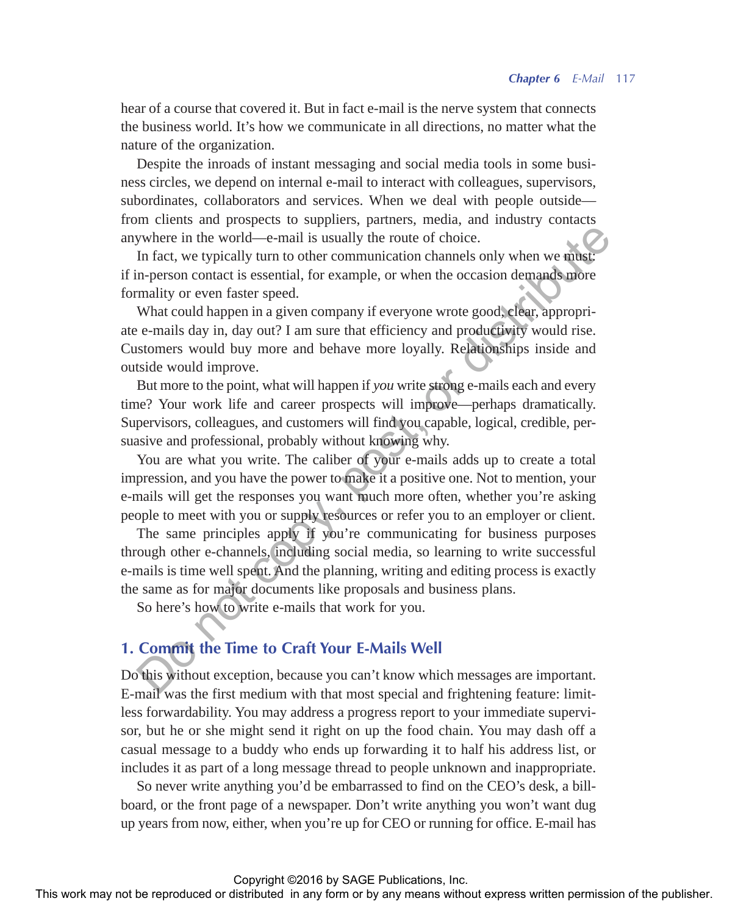hear of a course that covered it. But in fact e-mail is the nerve system that connects the business world. It's how we communicate in all directions, no matter what the nature of the organization.

Despite the inroads of instant messaging and social media tools in some business circles, we depend on internal e-mail to interact with colleagues, supervisors, subordinates, collaborators and services. When we deal with people outside—from clients and prospects to suppliers, partners, media, and industry contacts anywhere in the world—e-mail is usually the route of choice.

In fact, we typically turn to other communication channels only when we must: if in-person contact is essential, for example, or when the occasion demands more formality or even faster speed.

What could happen in a given company if everyone wrote good, clear, appropriate e-mails day in, day out? I am sure that efficiency and productivity would rise. Customers would buy more and behave more loyally. Relationships inside and outside would improve.

But more to the point, what will happen if *you* write strong e-mails each and every time? Your work life and career prospects will improve—perhaps dramatically. Supervisors, colleagues, and customers will find you capable, logical, credible, persuasive and professional, probably without knowing why.

You are what you write. The caliber of your e-mails adds up to create a total impression, and you have the power to make it a positive one. Not to mention, your e-mails will get the responses you want much more often, whether you're asking people to meet with you or supply resources or refer you to an employer or client.

The same principles apply if you're communicating for business purposes through other e-channels, including social media, so learning to write successful e-mails is time well spent. And the planning, writing and editing process is exactly the same as for major documents like proposals and business plans.

So here's how to write e-mails that work for you.

## 1. Commit the Time to Craft Your E-Mails Well

Do this without exception, because you can't know which messages are important. E-mail was the first medium with that most special and frightening feature: limitless forwardability. You may address a progress report to your immediate supervisor, but he or she might send it right on up the food chain. You may dash off a casual message to a buddy who ends up forwarding it to half his address list, or includes it as part of a long message thread to people unknown and inappropriate.

So never write anything you'd be embarrassed to find on the CEO's desk, a billboard, or the front page of a newspaper. Don't write anything you won't want dug up years from now, either, when you're up for CEO or running for office. E-mail has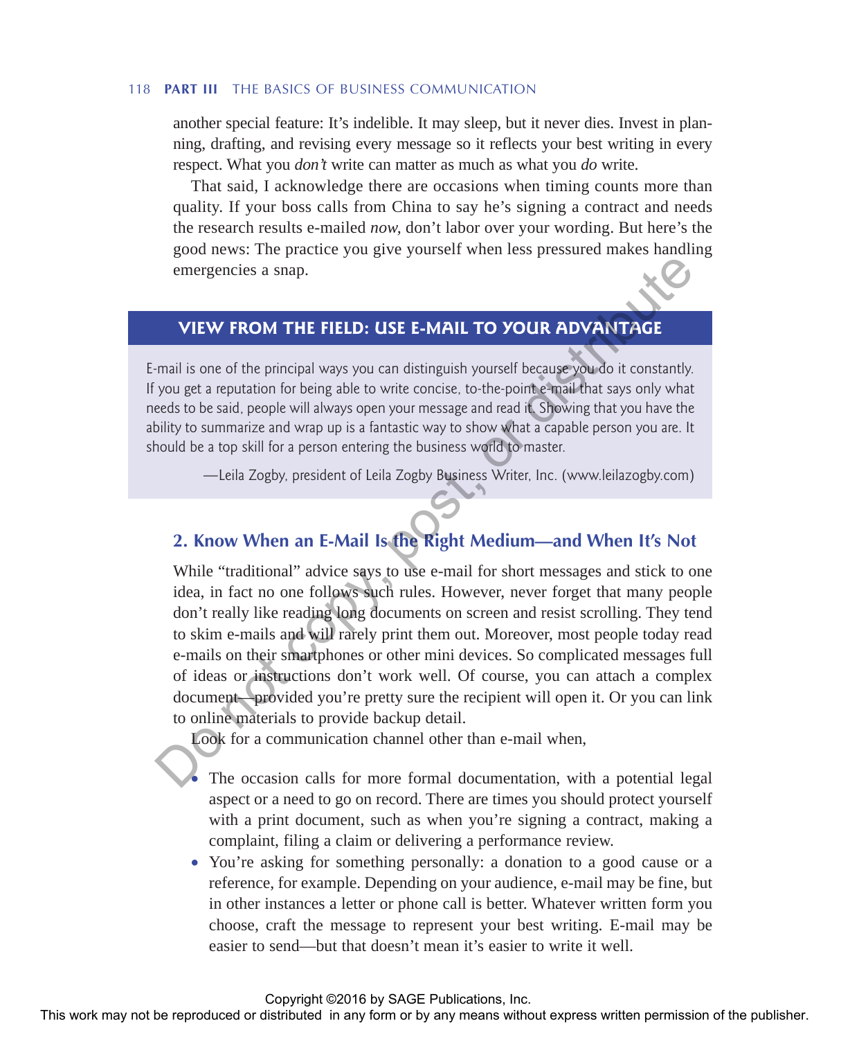another special feature: It's indelible. It may sleep, but it never dies. Invest in planning, drafting, and revising every message so it reflects your best writing in every respect. What you *don't* write can matter as much as what you *do* write.

That said, I acknowledge there are occasions when timing counts more than quality. If your boss calls from China to say he's signing a contract and needs the research results e-mailed *now,* don't labor over your wording. But here's the good news: The practice you give yourself when less pressured makes handling emergencies a snap.

### VIEW FROM THE FIELD: USE E-MAIL TO YOUR ADVANTAGE

E-mail is one of the principal ways you can distinguish yourself because you do it constantly. If you get a reputation for being able to write concise, to-the-point e-mail that says only what needs to be said, people will always open your message and read it. Showing that you have the ability to summarize and wrap up is a fantastic way to show what a capable person you are. It should be a top skill for a person entering the business world to master.

—Leila Zogby, president of Leila Zogby Business Writer, Inc. (www.leilazogby.com)

## 2. Know When an E-Mail Is the Right Medium—and When It's Not

While "traditional" advice says to use e-mail for short messages and stick to one idea, in fact no one follows such rules. However, never forget that many people don't really like reading long documents on screen and resist scrolling. They tend to skim e-mails and will rarely print them out. Moreover, most people today read e-mails on their smartphones or other mini devices. So complicated messages full of ideas or instructions don't work well. Of course, you can attach a complex document—provided you're pretty sure the recipient will open it. Or you can link to online materials to provide backup detail.

Look for a communication channel other than e-mail when,

- The occasion calls for more formal documentation, with a potential legal aspect or a need to go on record. There are times you should protect yourself with a print document, such as when you're signing a contract, making a complaint, filing a claim or delivering a performance review.
- You're asking for something personally: a donation to a good cause or a reference, for example. Depending on your audience, e-mail may be fine, but in other instances a letter or phone call is better. Whatever written form you choose, craft the message to represent your best writing. E-mail may be easier to send—but that doesn't mean it's easier to write it well.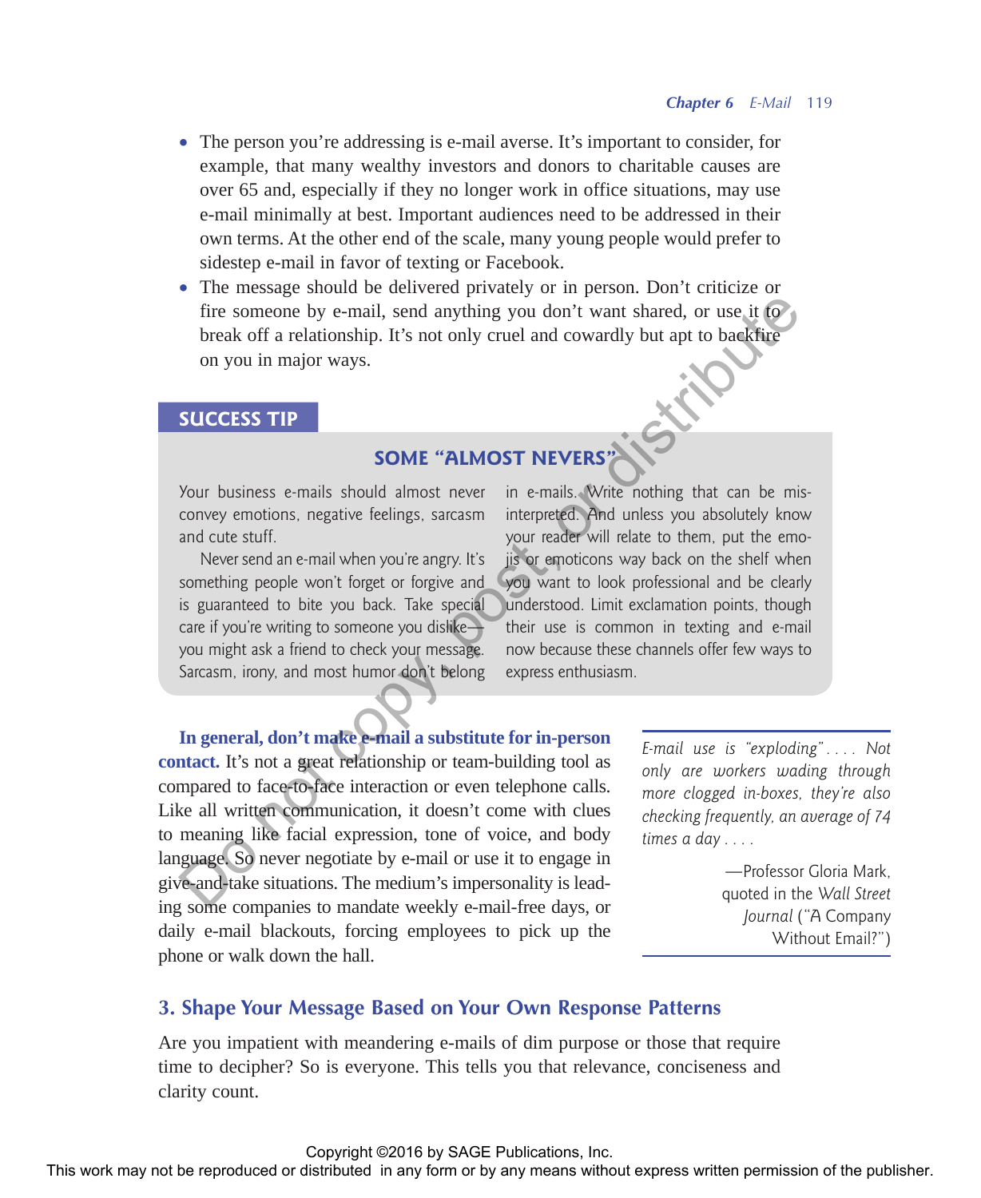- The person you're addressing is e-mail averse. It's important to consider, for example, that many wealthy investors and donors to charitable causes are over 65 and, especially if they no longer work in office situations, may use e-mail minimally at best. Important audiences need to be addressed in their own terms. At the other end of the scale, many young people would prefer to sidestep e-mail in favor of texting or Facebook.
- The message should be delivered privately or in person. Don't criticize or fire someone by e-mail, send anything you don't want shared, or use it to break off a relationship. It's not only cruel and cowardly but apt to backfire on you in major ways.

**SUCCESS TIP**

### SOME "ALMOST NEVERS"

Your business e-mails should almost never convey emotions, negative feelings, sarcasm and cute stuff.

Never send an e-mail when you're angry. It's something people won't forget or forgive and is guaranteed to bite you back. Take special care if you're writing to someone you dislike—you might ask a friend to check your message. Sarcasm, irony, and most humor don't belong in e-mails. Write nothing that can be misinterpreted. And unless you absolutely know your reader will relate to them, put the emojis or emoticons way back on the shelf when you want to look professional and be clearly understood. Limit exclamation points, though their use is common in texting and e-mail now because these channels offer few ways to express enthusiasm.

**In general, don't make e-mail a substitute for in-person contact.** It's not a great relationship or team-building tool as compared to face-to-face interaction or even telephone calls. Like all written communication, it doesn't come with clues to meaning like facial expression, tone of voice, and body language. So never negotiate by e-mail or use it to engage in give-and-take situations. The medium's impersonality is leading some companies to mandate weekly e-mail-free days, or daily e-mail blackouts, forcing employees to pick up the phone or walk down the hall.

> *E-mail use is "exploding" . . . . Not only are workers wading through more clogged in-boxes, they're also checking frequently, an average of 74 times a day . . . .*
>
> —Professor Gloria Mark, quoted in the *Wall Street Journal* ("A Company Without Email?")

## 3. Shape Your Message Based on Your Own Response Patterns

Are you impatient with meandering e-mails of dim purpose or those that require time to decipher? So is everyone. This tells you that relevance, conciseness and clarity count.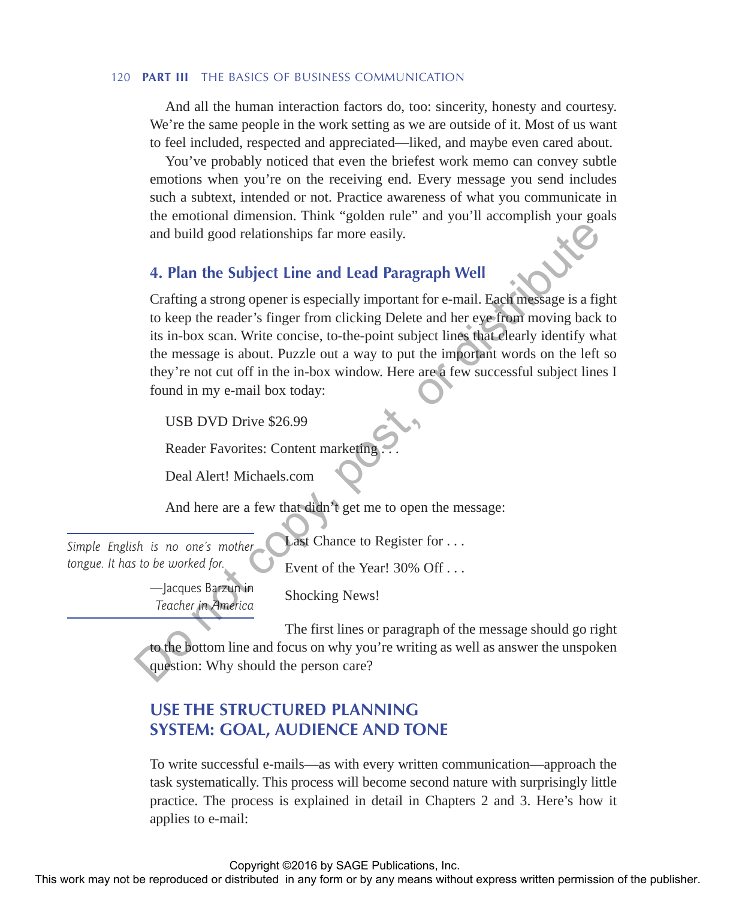And all the human interaction factors do, too: sincerity, honesty and courtesy. We're the same people in the work setting as we are outside of it. Most of us want to feel included, respected and appreciated—liked, and maybe even cared about.

You've probably noticed that even the briefest work memo can convey subtle emotions when you're on the receiving end. Every message you send includes such a subtext, intended or not. Practice awareness of what you communicate in the emotional dimension. Think "golden rule" and you'll accomplish your goals and build good relationships far more easily.

### 4. Plan the Subject Line and Lead Paragraph Well

Crafting a strong opener is especially important for e-mail. Each message is a fight to keep the reader's finger from clicking Delete and her eye from moving back to its in-box scan. Write concise, to-the-point subject lines that clearly identify what the message is about. Puzzle out a way to put the important words on the left so they're not cut off in the in-box window. Here are a few successful subject lines I found in my e-mail box today:

USB DVD Drive $26.99

Reader Favorites: Content marketing . . .

Deal Alert! Michaels.com

And here are a few that didn't get me to open the message:

Last Chance to Register for . . .

Event of the Year! 30% Off . . .

Shocking News!

> *Simple English is no one's mother tongue. It has to be worked for.*
>
> —Jacques Barzun in *Teacher in America*

The first lines or paragraph of the message should go right to the bottom line and focus on why you're writing as well as answer the unspoken question: Why should the person care?

## USE THE STRUCTURED PLANNING SYSTEM: GOAL, AUDIENCE AND TONE

To write successful e-mails—as with every written communication—approach the task systematically. This process will become second nature with surprisingly little practice. The process is explained in detail in Chapters 2 and 3. Here's how it applies to e-mail: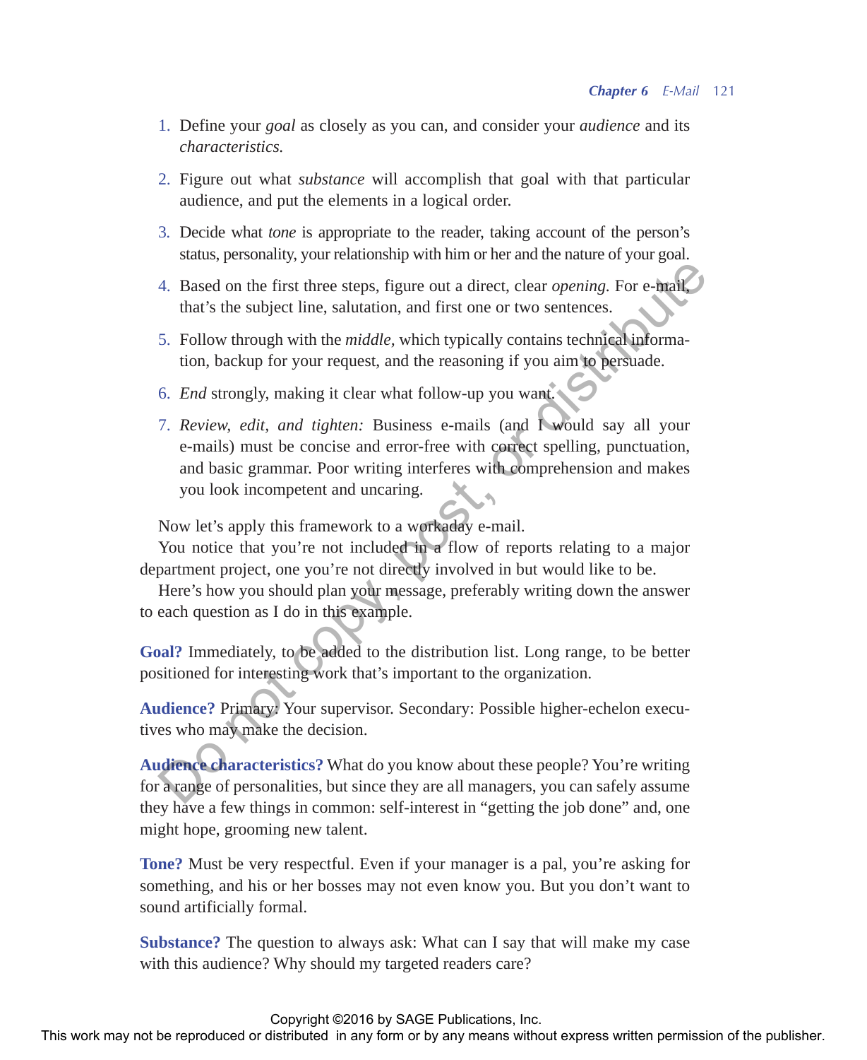1. Define your *goal* as closely as you can, and consider your *audience* and its *characteristics.*

2. Figure out what *substance* will accomplish that goal with that particular audience, and put the elements in a logical order.

3. Decide what *tone* is appropriate to the reader, taking account of the person's status, personality, your relationship with him or her and the nature of your goal.

4. Based on the first three steps, figure out a direct, clear *opening.* For e-mail, that's the subject line, salutation, and first one or two sentences.

5. Follow through with the *middle,* which typically contains technical information, backup for your request, and the reasoning if you aim to persuade.

6. *End* strongly, making it clear what follow-up you want.

7. *Review, edit, and tighten:* Business e-mails (and I would say all your e-mails) must be concise and error-free with correct spelling, punctuation, and basic grammar. Poor writing interferes with comprehension and makes you look incompetent and uncaring.

Now let's apply this framework to a workaday e-mail.

You notice that you're not included in a flow of reports relating to a major department project, one you're not directly involved in but would like to be.

Here's how you should plan your message, preferably writing down the answer to each question as I do in this example.

**Goal?** Immediately, to be added to the distribution list. Long range, to be better positioned for interesting work that's important to the organization.

**Audience?** Primary: Your supervisor. Secondary: Possible higher-echelon executives who may make the decision.

**Audience characteristics?** What do you know about these people? You're writing for a range of personalities, but since they are all managers, you can safely assume they have a few things in common: self-interest in "getting the job done" and, one might hope, grooming new talent.

**Tone?** Must be very respectful. Even if your manager is a pal, you're asking for something, and his or her bosses may not even know you. But you don't want to sound artificially formal.

**Substance?** The question to always ask: What can I say that will make my case with this audience? Why should my targeted readers care?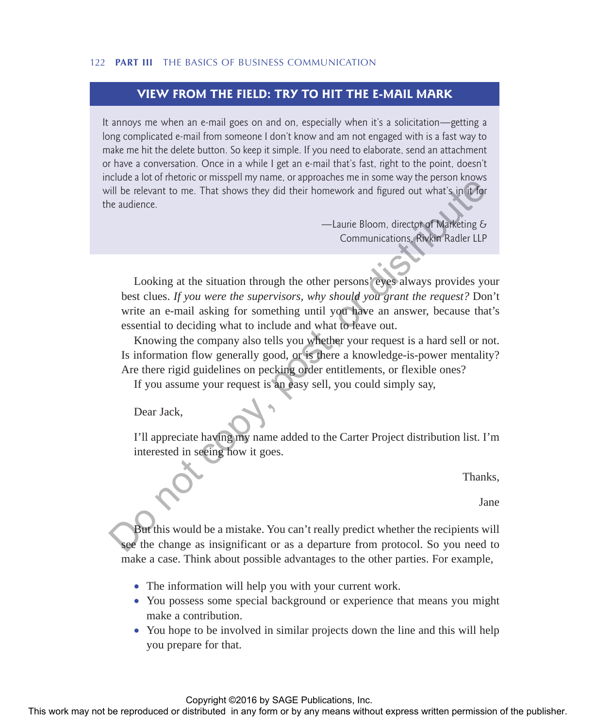## VIEW FROM THE FIELD: TRY TO HIT THE E-MAIL MARK

It annoys me when an e-mail goes on and on, especially when it's a solicitation—getting a long complicated e-mail from someone I don't know and am not engaged with is a fast way to make me hit the delete button. So keep it simple. If you need to elaborate, send an attachment or have a conversation. Once in a while I get an e-mail that's fast, right to the point, doesn't include a lot of rhetoric or misspell my name, or approaches me in some way the person knows will be relevant to me. That shows they did their homework and figured out what's in it for the audience.

—Laurie Bloom, director of Marketing & Communications, Rivkin Radler LLP

Looking at the situation through the other persons' eyes always provides your best clues. *If you were the supervisors, why should you grant the request?* Don't write an e-mail asking for something until you have an answer, because that's essential to deciding what to include and what to leave out.

Knowing the company also tells you whether your request is a hard sell or not. Is information flow generally good, or is there a knowledge-is-power mentality? Are there rigid guidelines on pecking order entitlements, or flexible ones?

If you assume your request is an easy sell, you could simply say,

Dear Jack,

I'll appreciate having my name added to the Carter Project distribution list. I'm interested in seeing how it goes.

Thanks,

Jane

But this would be a mistake. You can't really predict whether the recipients will see the change as insignificant or as a departure from protocol. So you need to make a case. Think about possible advantages to the other parties. For example,

- The information will help you with your current work.
- You possess some special background or experience that means you might make a contribution.
- You hope to be involved in similar projects down the line and this will help you prepare for that.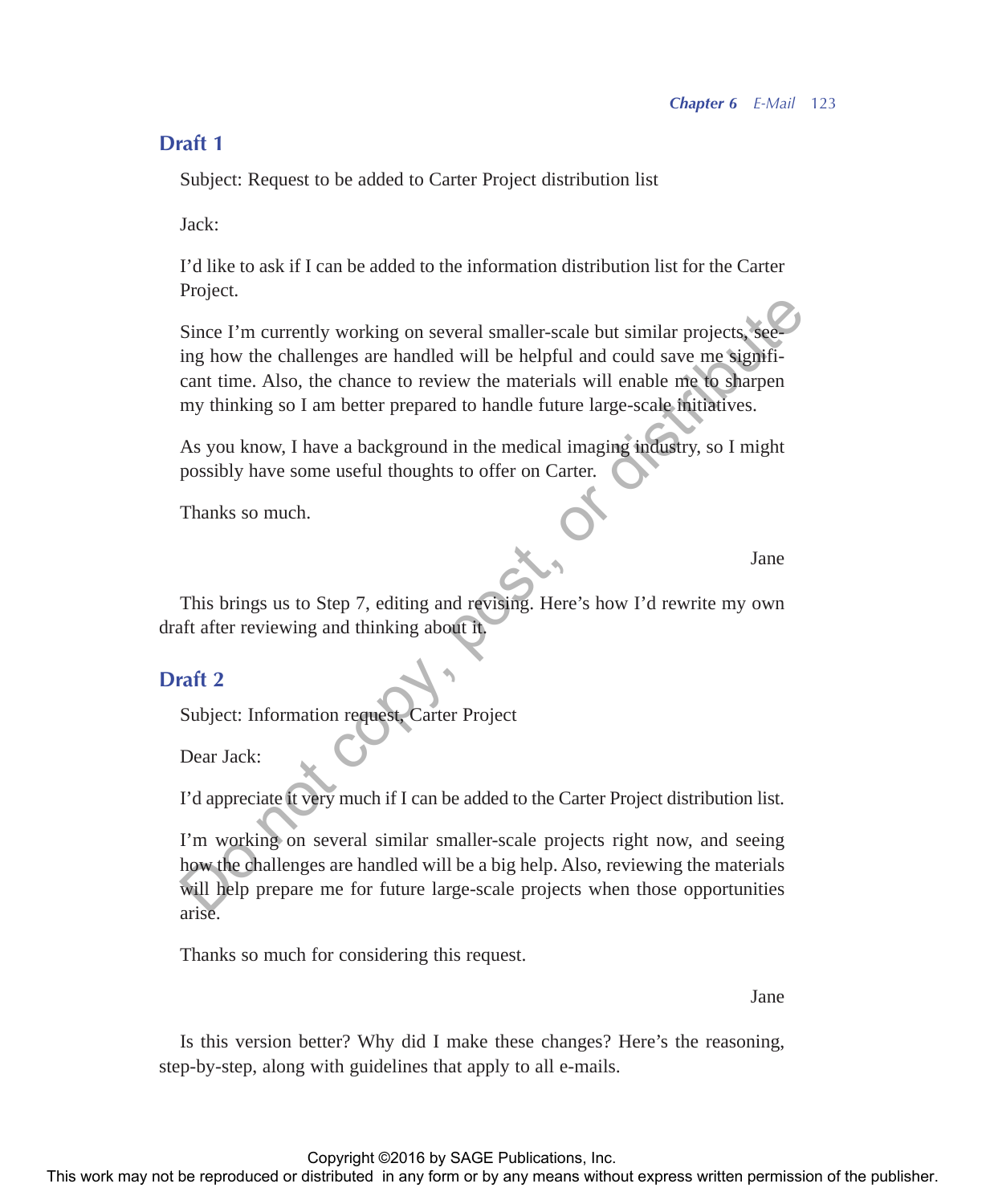## Draft 1

Subject: Request to be added to Carter Project distribution list

Jack:

I'd like to ask if I can be added to the information distribution list for the Carter Project.

Since I'm currently working on several smaller-scale but similar projects, seeing how the challenges are handled will be helpful and could save me significant time. Also, the chance to review the materials will enable me to sharpen my thinking so I am better prepared to handle future large-scale initiatives.

As you know, I have a background in the medical imaging industry, so I might possibly have some useful thoughts to offer on Carter.

Thanks so much.

Jane

This brings us to Step 7, editing and revising. Here's how I'd rewrite my own draft after reviewing and thinking about it.

## Draft 2

Subject: Information request, Carter Project

Dear Jack:

I'd appreciate it very much if I can be added to the Carter Project distribution list.

I'm working on several similar smaller-scale projects right now, and seeing how the challenges are handled will be a big help. Also, reviewing the materials will help prepare me for future large-scale projects when those opportunities arise.

Thanks so much for considering this request.

Jane

Is this version better? Why did I make these changes? Here's the reasoning, step-by-step, along with guidelines that apply to all e-mails.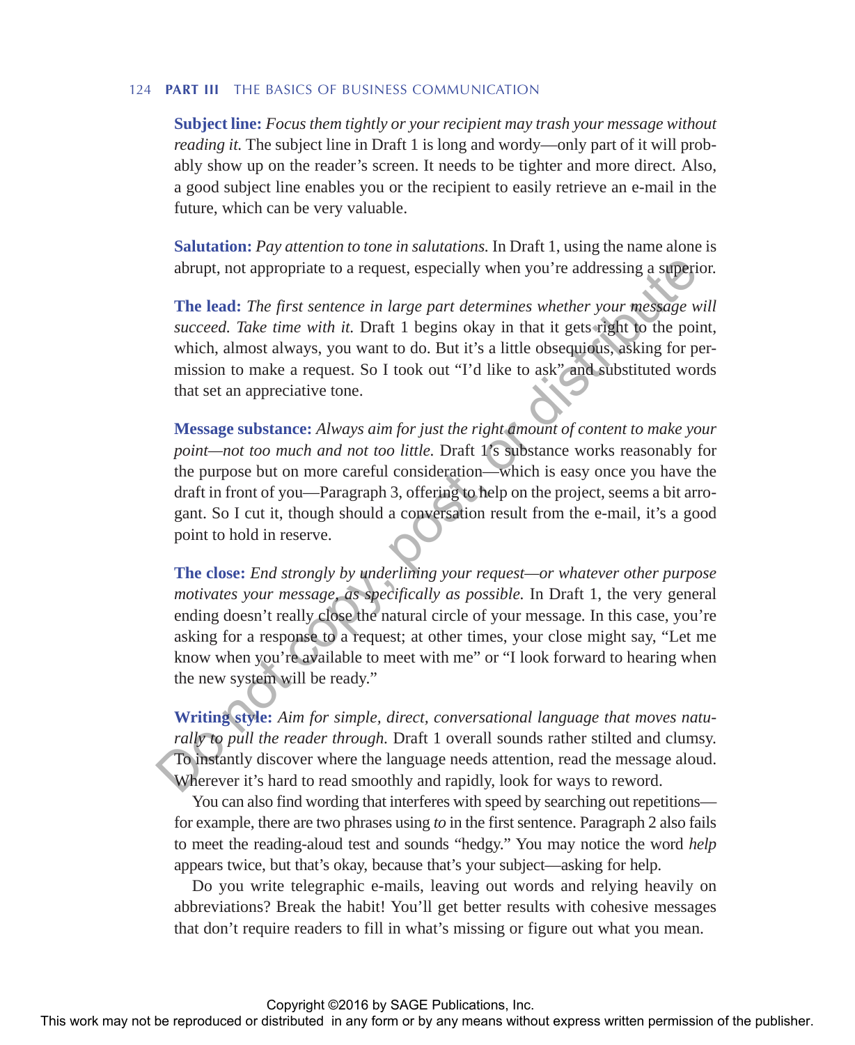**Subject line:** *Focus them tightly or your recipient may trash your message without reading it.* The subject line in Draft 1 is long and wordy—only part of it will probably show up on the reader's screen. It needs to be tighter and more direct. Also, a good subject line enables you or the recipient to easily retrieve an e-mail in the future, which can be very valuable.

**Salutation:** *Pay attention to tone in salutations.* In Draft 1, using the name alone is abrupt, not appropriate to a request, especially when you're addressing a superior.

**The lead:** *The first sentence in large part determines whether your message will succeed. Take time with it.* Draft 1 begins okay in that it gets right to the point, which, almost always, you want to do. But it's a little obsequious, asking for permission to make a request. So I took out "I'd like to ask" and substituted words that set an appreciative tone.

**Message substance:** *Always aim for just the right amount of content to make your point—not too much and not too little.* Draft 1's substance works reasonably for the purpose but on more careful consideration—which is easy once you have the draft in front of you—Paragraph 3, offering to help on the project, seems a bit arrogant. So I cut it, though should a conversation result from the e-mail, it's a good point to hold in reserve.

**The close:** *End strongly by underlining your request—or whatever other purpose motivates your message, as specifically as possible.* In Draft 1, the very general ending doesn't really close the natural circle of your message. In this case, you're asking for a response to a request; at other times, your close might say, "Let me know when you're available to meet with me" or "I look forward to hearing when the new system will be ready."

**Writing style:** *Aim for simple, direct, conversational language that moves naturally to pull the reader through.* Draft 1 overall sounds rather stilted and clumsy. To instantly discover where the language needs attention, read the message aloud. Wherever it's hard to read smoothly and rapidly, look for ways to reword.

You can also find wording that interferes with speed by searching out repetitions—for example, there are two phrases using *to* in the first sentence. Paragraph 2 also fails to meet the reading-aloud test and sounds "hedgy." You may notice the word *help* appears twice, but that's okay, because that's your subject—asking for help.

Do you write telegraphic e-mails, leaving out words and relying heavily on abbreviations? Break the habit! You'll get better results with cohesive messages that don't require readers to fill in what's missing or figure out what you mean.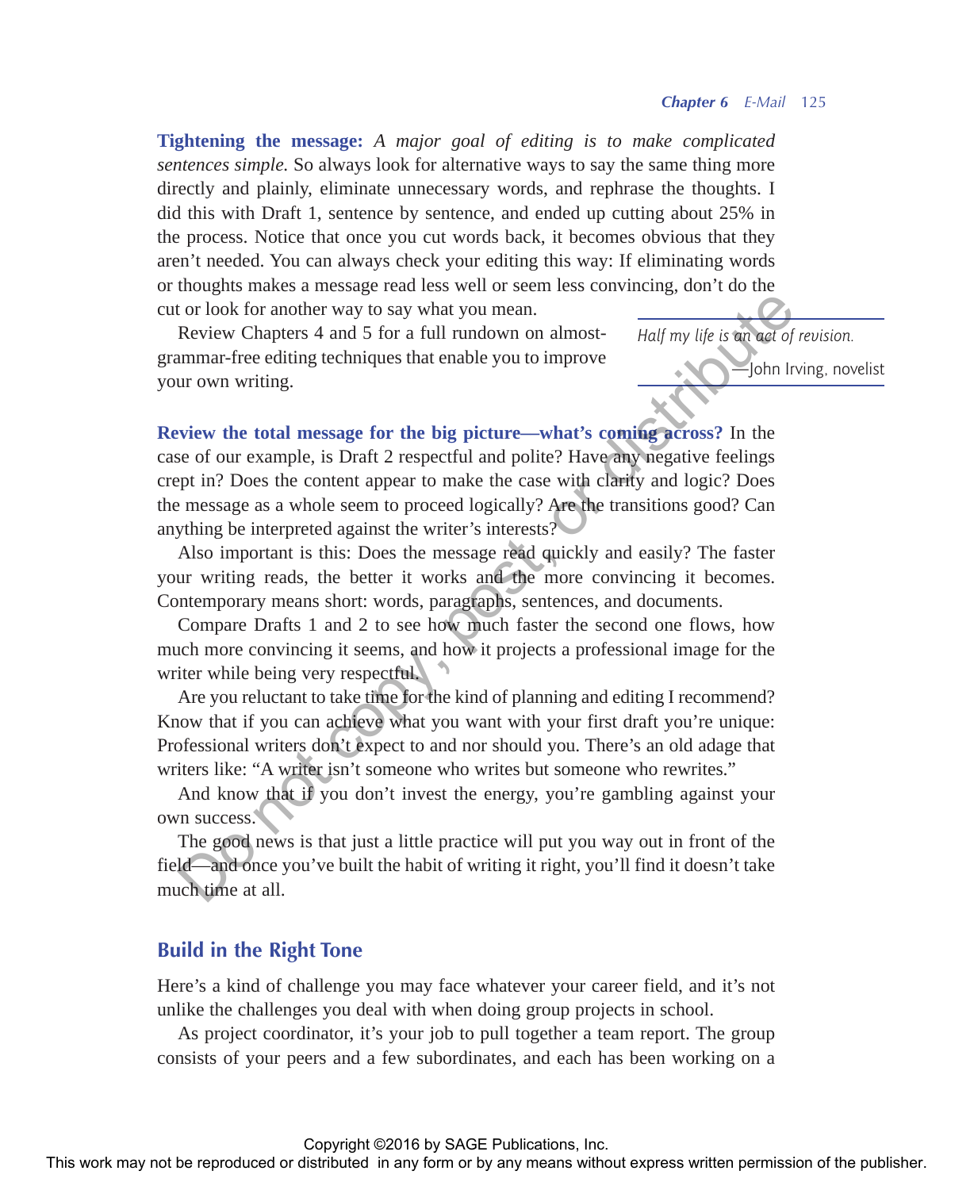**Tightening the message:** *A major goal of editing is to make complicated sentences simple.* So always look for alternative ways to say the same thing more directly and plainly, eliminate unnecessary words, and rephrase the thoughts. I did this with Draft 1, sentence by sentence, and ended up cutting about 25% in the process. Notice that once you cut words back, it becomes obvious that they aren't needed. You can always check your editing this way: If eliminating words or thoughts makes a message read less well or seem less convincing, don't do the cut or look for another way to say what you mean.

Review Chapters 4 and 5 for a full rundown on almost-grammar-free editing techniques that enable you to improve your own writing.

> *Half my life is an act of revision.*
>
> —John Irving, novelist

**Review the total message for the big picture—what's coming across?** In the case of our example, is Draft 2 respectful and polite? Have any negative feelings crept in? Does the content appear to make the case with clarity and logic? Does the message as a whole seem to proceed logically? Are the transitions good? Can anything be interpreted against the writer's interests?

Also important is this: Does the message read quickly and easily? The faster your writing reads, the better it works and the more convincing it becomes. Contemporary means short: words, paragraphs, sentences, and documents.

Compare Drafts 1 and 2 to see how much faster the second one flows, how much more convincing it seems, and how it projects a professional image for the writer while being very respectful.

Are you reluctant to take time for the kind of planning and editing I recommend? Know that if you can achieve what you want with your first draft you're unique: Professional writers don't expect to and nor should you. There's an old adage that writers like: "A writer isn't someone who writes but someone who rewrites."

And know that if you don't invest the energy, you're gambling against your own success.

The good news is that just a little practice will put you way out in front of the field—and once you've built the habit of writing it right, you'll find it doesn't take much time at all.

## Build in the Right Tone

Here's a kind of challenge you may face whatever your career field, and it's not unlike the challenges you deal with when doing group projects in school.

As project coordinator, it's your job to pull together a team report. The group consists of your peers and a few subordinates, and each has been working on a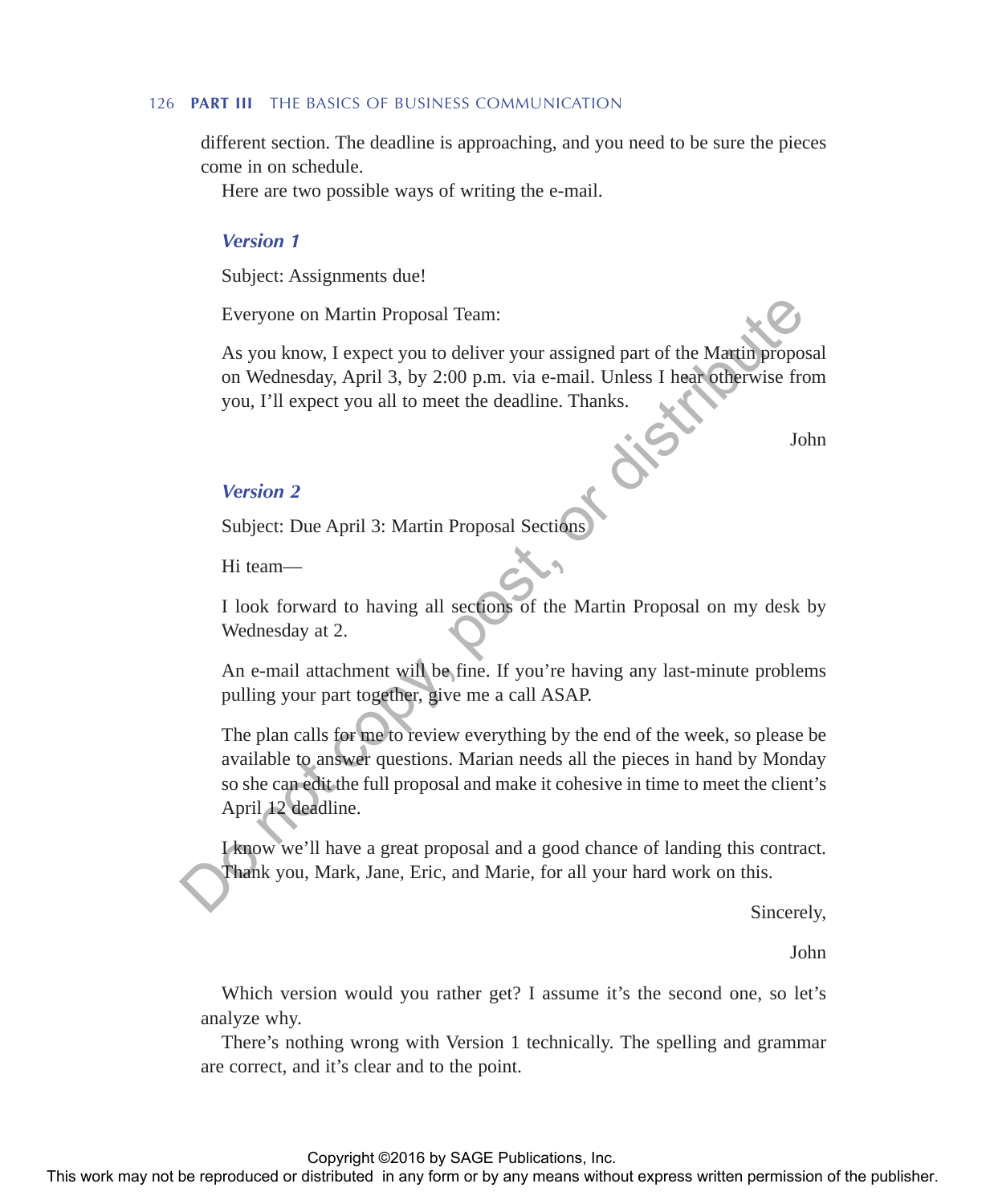different section. The deadline is approaching, and you need to be sure the pieces come in on schedule.

Here are two possible ways of writing the e-mail.

### *Version 1*

Subject: Assignments due!

Everyone on Martin Proposal Team:

As you know, I expect you to deliver your assigned part of the Martin proposal on Wednesday, April 3, by 2:00 p.m. via e-mail. Unless I hear otherwise from you, I'll expect you all to meet the deadline. Thanks.

John

### *Version 2*

Subject: Due April 3: Martin Proposal Sections

Hi team—

I look forward to having all sections of the Martin Proposal on my desk by Wednesday at 2.

An e-mail attachment will be fine. If you're having any last-minute problems pulling your part together, give me a call ASAP.

The plan calls for me to review everything by the end of the week, so please be available to answer questions. Marian needs all the pieces in hand by Monday so she can edit the full proposal and make it cohesive in time to meet the client's April 12 deadline.

I know we'll have a great proposal and a good chance of landing this contract. Thank you, Mark, Jane, Eric, and Marie, for all your hard work on this.

Sincerely,

John

Which version would you rather get? I assume it's the second one, so let's analyze why.

There's nothing wrong with Version 1 technically. The spelling and grammar are correct, and it's clear and to the point.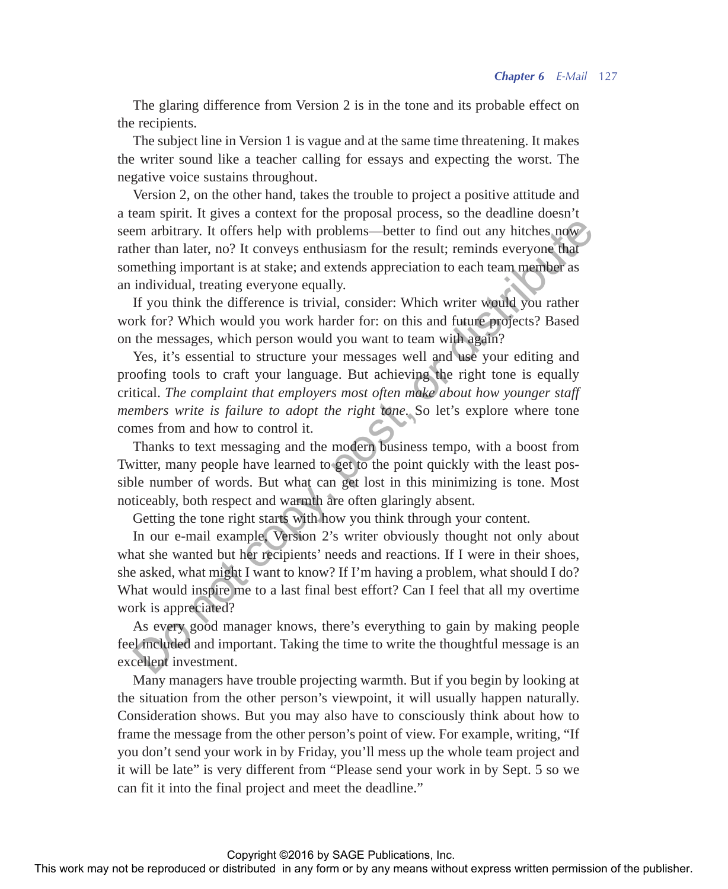The glaring difference from Version 2 is in the tone and its probable effect on the recipients.

The subject line in Version 1 is vague and at the same time threatening. It makes the writer sound like a teacher calling for essays and expecting the worst. The negative voice sustains throughout.

Version 2, on the other hand, takes the trouble to project a positive attitude and a team spirit. It gives a context for the proposal process, so the deadline doesn't seem arbitrary. It offers help with problems—better to find out any hitches now rather than later, no? It conveys enthusiasm for the result; reminds everyone that something important is at stake; and extends appreciation to each team member as an individual, treating everyone equally.

If you think the difference is trivial, consider: Which writer would you rather work for? Which would you work harder for: on this and future projects? Based on the messages, which person would you want to team with again?

Yes, it's essential to structure your messages well and use your editing and proofing tools to craft your language. But achieving the right tone is equally critical. *The complaint that employers most often make about how younger staff members write is failure to adopt the right tone.* So let's explore where tone comes from and how to control it.

Thanks to text messaging and the modern business tempo, with a boost from Twitter, many people have learned to get to the point quickly with the least possible number of words. But what can get lost in this minimizing is tone. Most noticeably, both respect and warmth are often glaringly absent.

Getting the tone right starts with how you think through your content.

In our e-mail example, Version 2's writer obviously thought not only about what she wanted but her recipients' needs and reactions. If I were in their shoes, she asked, what might I want to know? If I'm having a problem, what should I do? What would inspire me to a last final best effort? Can I feel that all my overtime work is appreciated?

As every good manager knows, there's everything to gain by making people feel included and important. Taking the time to write the thoughtful message is an excellent investment.

Many managers have trouble projecting warmth. But if you begin by looking at the situation from the other person's viewpoint, it will usually happen naturally. Consideration shows. But you may also have to consciously think about how to frame the message from the other person's point of view. For example, writing, "If you don't send your work in by Friday, you'll mess up the whole team project and it will be late" is very different from "Please send your work in by Sept. 5 so we can fit it into the final project and meet the deadline."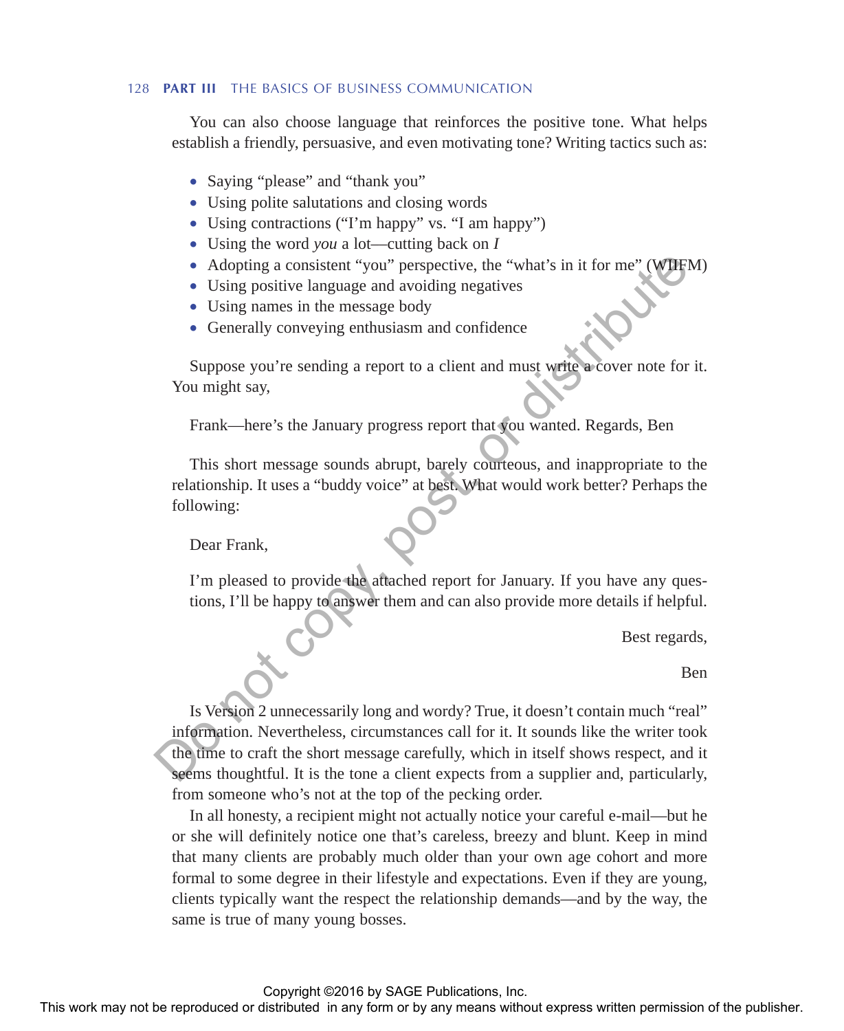You can also choose language that reinforces the positive tone. What helps establish a friendly, persuasive, and even motivating tone? Writing tactics such as:

- Saying "please" and "thank you"
- Using polite salutations and closing words
- Using contractions ("I'm happy" vs. "I am happy")
- Using the word *you* a lot—cutting back on *I*
- Adopting a consistent "you" perspective, the "what's in it for me" (WIIFM)
- Using positive language and avoiding negatives
- Using names in the message body
- Generally conveying enthusiasm and confidence

Suppose you're sending a report to a client and must write a cover note for it. You might say,

> Frank—here's the January progress report that you wanted. Regards, Ben

This short message sounds abrupt, barely courteous, and inappropriate to the relationship. It uses a "buddy voice" at best. What would work better? Perhaps the following:

> Dear Frank,
>
> I'm pleased to provide the attached report for January. If you have any questions, I'll be happy to answer them and can also provide more details if helpful.
>
> Best regards,
>
> Ben

Is Version 2 unnecessarily long and wordy? True, it doesn't contain much "real" information. Nevertheless, circumstances call for it. It sounds like the writer took the time to craft the short message carefully, which in itself shows respect, and it seems thoughtful. It is the tone a client expects from a supplier and, particularly, from someone who's not at the top of the pecking order.

In all honesty, a recipient might not actually notice your careful e-mail—but he or she will definitely notice one that's careless, breezy and blunt. Keep in mind that many clients are probably much older than your own age cohort and more formal to some degree in their lifestyle and expectations. Even if they are young, clients typically want the respect the relationship demands—and by the way, the same is true of many young bosses.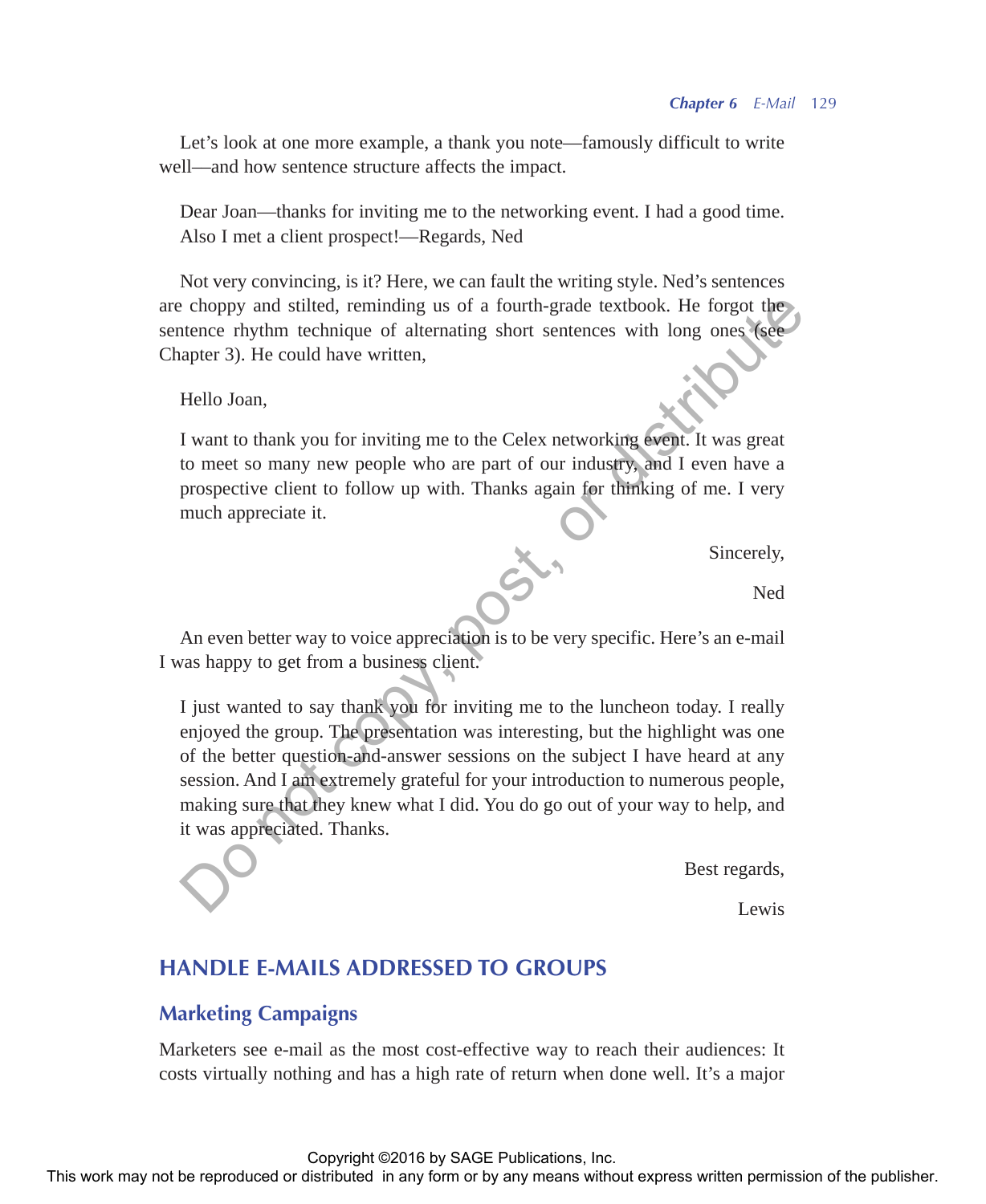Let's look at one more example, a thank you note—famously difficult to write well—and how sentence structure affects the impact.

> Dear Joan—thanks for inviting me to the networking event. I had a good time. Also I met a client prospect!—Regards, Ned

Not very convincing, is it? Here, we can fault the writing style. Ned's sentences are choppy and stilted, reminding us of a fourth-grade textbook. He forgot the sentence rhythm technique of alternating short sentences with long ones (see Chapter 3). He could have written,

> Hello Joan,
>
> I want to thank you for inviting me to the Celex networking event. It was great to meet so many new people who are part of our industry, and I even have a prospective client to follow up with. Thanks again for thinking of me. I very much appreciate it.
>
> Sincerely,
>
> Ned

An even better way to voice appreciation is to be very specific. Here's an e-mail I was happy to get from a business client.

> I just wanted to say thank you for inviting me to the luncheon today. I really enjoyed the group. The presentation was interesting, but the highlight was one of the better question-and-answer sessions on the subject I have heard at any session. And I am extremely grateful for your introduction to numerous people, making sure that they knew what I did. You do go out of your way to help, and it was appreciated. Thanks.
>
> Best regards,
>
> Lewis

## HANDLE E-MAILS ADDRESSED TO GROUPS

### Marketing Campaigns

Marketers see e-mail as the most cost-effective way to reach their audiences: It costs virtually nothing and has a high rate of return when done well. It's a major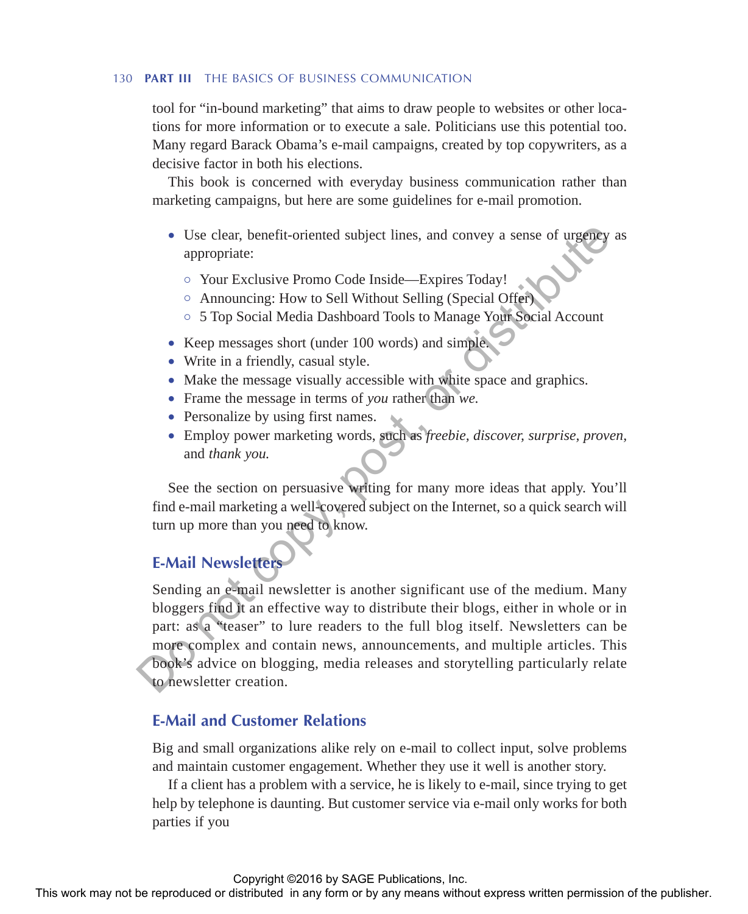tool for "in-bound marketing" that aims to draw people to websites or other locations for more information or to execute a sale. Politicians use this potential too. Many regard Barack Obama's e-mail campaigns, created by top copywriters, as a decisive factor in both his elections.

This book is concerned with everyday business communication rather than marketing campaigns, but here are some guidelines for e-mail promotion.

- Use clear, benefit-oriented subject lines, and convey a sense of urgency as appropriate:
    - Your Exclusive Promo Code Inside—Expires Today!
    - Announcing: How to Sell Without Selling (Special Offer)
    - 5 Top Social Media Dashboard Tools to Manage Your Social Account
- Keep messages short (under 100 words) and simple.
- Write in a friendly, casual style.
- Make the message visually accessible with white space and graphics.
- Frame the message in terms of *you* rather than *we.*
- Personalize by using first names.
- Employ power marketing words, such as *freebie, discover, surprise, proven,* and *thank you.*

See the section on persuasive writing for many more ideas that apply. You'll find e-mail marketing a well-covered subject on the Internet, so a quick search will turn up more than you need to know.

## E-Mail Newsletters

Sending an e-mail newsletter is another significant use of the medium. Many bloggers find it an effective way to distribute their blogs, either in whole or in part: as a "teaser" to lure readers to the full blog itself. Newsletters can be more complex and contain news, announcements, and multiple articles. This book's advice on blogging, media releases and storytelling particularly relate to newsletter creation.

## E-Mail and Customer Relations

Big and small organizations alike rely on e-mail to collect input, solve problems and maintain customer engagement. Whether they use it well is another story.

If a client has a problem with a service, he is likely to e-mail, since trying to get help by telephone is daunting. But customer service via e-mail only works for both parties if you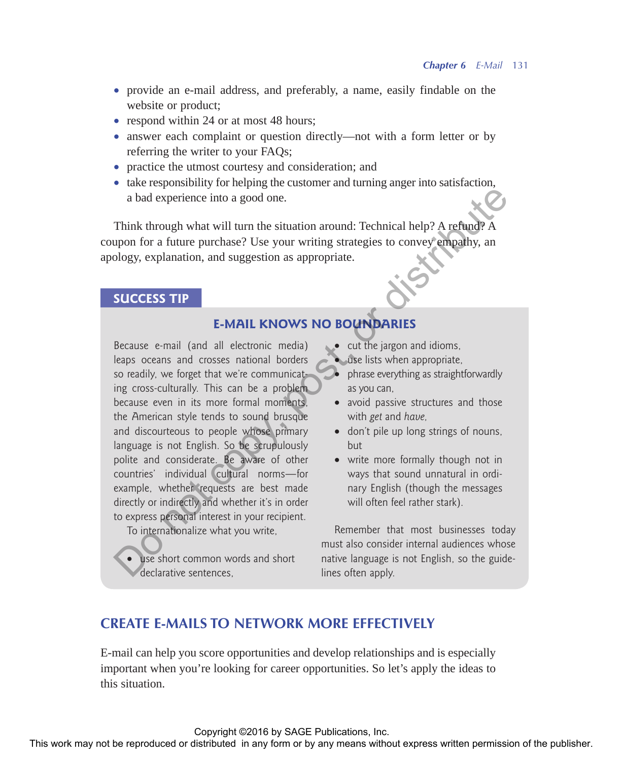- provide an e-mail address, and preferably, a name, easily findable on the website or product;
- respond within 24 or at most 48 hours;
- answer each complaint or question directly—not with a form letter or by referring the writer to your FAQs;
- practice the utmost courtesy and consideration; and
- take responsibility for helping the customer and turning anger into satisfaction, a bad experience into a good one.

Think through what will turn the situation around: Technical help? A refund? A coupon for a future purchase? Use your writing strategies to convey empathy, an apology, explanation, and suggestion as appropriate.

**SUCCESS TIP**

### E-MAIL KNOWS NO BOUNDARIES

Because e-mail (and all electronic media) leaps oceans and crosses national borders so readily, we forget that we're communicating cross-culturally. This can be a problem because even in its more formal moments, the American style tends to sound brusque and discourteous to people whose primary language is not English. So be scrupulously polite and considerate. Be aware of other countries' individual cultural norms—for example, whether requests are best made directly or indirectly and whether it's in order to express personal interest in your recipient.

To internationalize what you write,

- use short common words and short declarative sentences,
- cut the jargon and idioms,
- use lists when appropriate,
- phrase everything as straightforwardly as you can,
- avoid passive structures and those with *get* and *have*,
- don't pile up long strings of nouns, but
- write more formally though not in ways that sound unnatural in ordinary English (though the messages will often feel rather stark).

Remember that most businesses today must also consider internal audiences whose native language is not English, so the guidelines often apply.

## CREATE E-MAILS TO NETWORK MORE EFFECTIVELY

E-mail can help you score opportunities and develop relationships and is especially important when you're looking for career opportunities. So let's apply the ideas to this situation.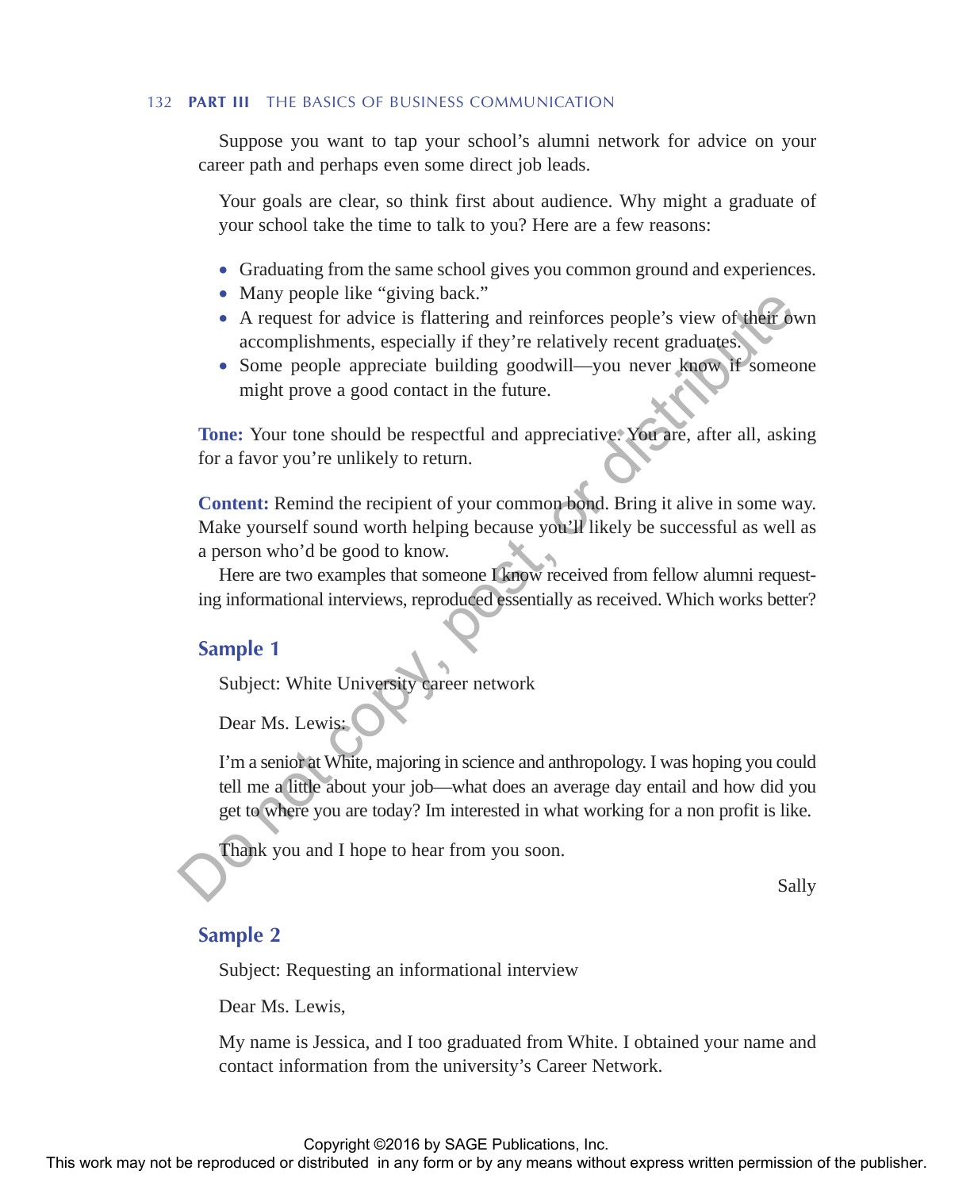Suppose you want to tap your school's alumni network for advice on your career path and perhaps even some direct job leads.

Your goals are clear, so think first about audience. Why might a graduate of your school take the time to talk to you? Here are a few reasons:

- Graduating from the same school gives you common ground and experiences.
- Many people like "giving back."
- A request for advice is flattering and reinforces people's view of their own accomplishments, especially if they're relatively recent graduates.
- Some people appreciate building goodwill—you never know if someone might prove a good contact in the future.

**Tone:** Your tone should be respectful and appreciative. You are, after all, asking for a favor you're unlikely to return.

**Content:** Remind the recipient of your common bond. Bring it alive in some way. Make yourself sound worth helping because you'll likely be successful as well as a person who'd be good to know.

Here are two examples that someone I know received from fellow alumni requesting informational interviews, reproduced essentially as received. Which works better?

## Sample 1

Subject: White University career network

Dear Ms. Lewis:

I'm a senior at White, majoring in science and anthropology. I was hoping you could tell me a little about your job—what does an average day entail and how did you get to where you are today? Im interested in what working for a non profit is like.

Thank you and I hope to hear from you soon.

Sally

## Sample 2

Subject: Requesting an informational interview

Dear Ms. Lewis,

My name is Jessica, and I too graduated from White. I obtained your name and contact information from the university's Career Network.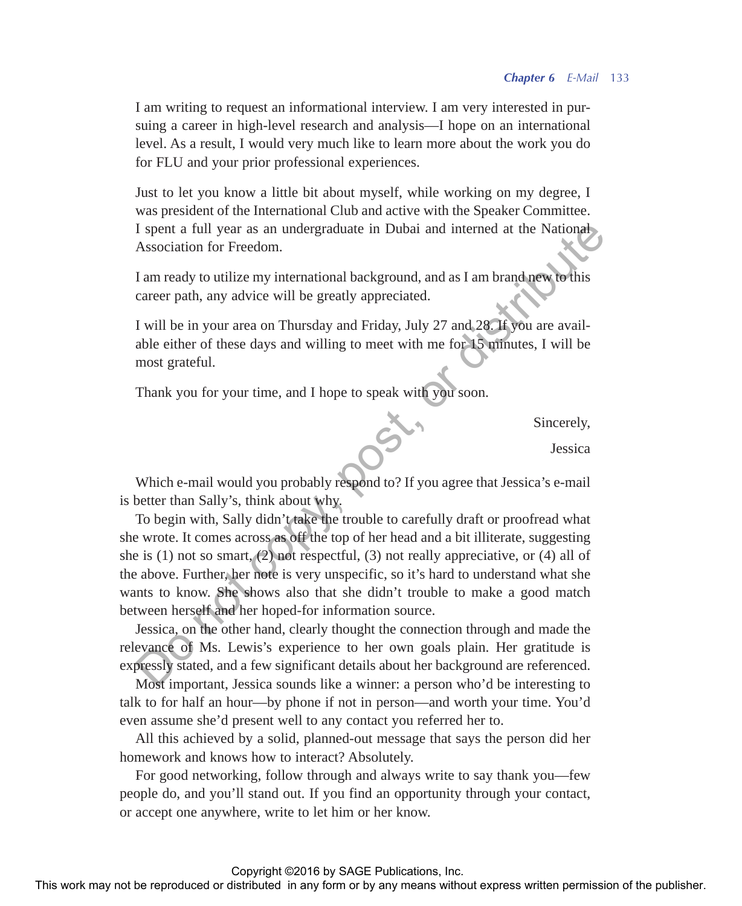I am writing to request an informational interview. I am very interested in pursuing a career in high-level research and analysis—I hope on an international level. As a result, I would very much like to learn more about the work you do for FLU and your prior professional experiences.

Just to let you know a little bit about myself, while working on my degree, I was president of the International Club and active with the Speaker Committee. I spent a full year as an undergraduate in Dubai and interned at the National Association for Freedom.

I am ready to utilize my international background, and as I am brand new to this career path, any advice will be greatly appreciated.

I will be in your area on Thursday and Friday, July 27 and 28. If you are available either of these days and willing to meet with me for 15 minutes, I will be most grateful.

Thank you for your time, and I hope to speak with you soon.

Sincerely,

Jessica

Which e-mail would you probably respond to? If you agree that Jessica's e-mail is better than Sally's, think about why.

To begin with, Sally didn't take the trouble to carefully draft or proofread what she wrote. It comes across as off the top of her head and a bit illiterate, suggesting she is (1) not so smart, (2) not respectful, (3) not really appreciative, or (4) all of the above. Further, her note is very unspecific, so it's hard to understand what she wants to know. She shows also that she didn't trouble to make a good match between herself and her hoped-for information source.

Jessica, on the other hand, clearly thought the connection through and made the relevance of Ms. Lewis's experience to her own goals plain. Her gratitude is expressly stated, and a few significant details about her background are referenced.

Most important, Jessica sounds like a winner: a person who'd be interesting to talk to for half an hour—by phone if not in person—and worth your time. You'd even assume she'd present well to any contact you referred her to.

All this achieved by a solid, planned-out message that says the person did her homework and knows how to interact? Absolutely.

For good networking, follow through and always write to say thank you—few people do, and you'll stand out. If you find an opportunity through your contact, or accept one anywhere, write to let him or her know.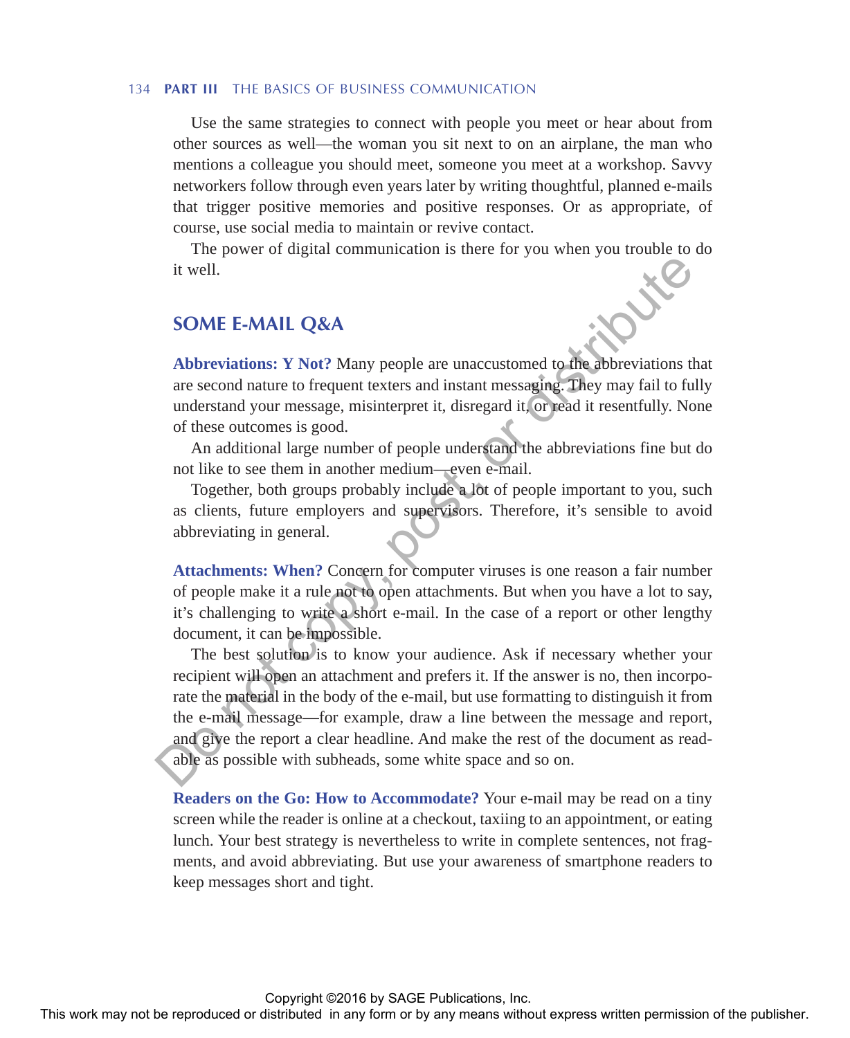Use the same strategies to connect with people you meet or hear about from other sources as well—the woman you sit next to on an airplane, the man who mentions a colleague you should meet, someone you meet at a workshop. Savvy networkers follow through even years later by writing thoughtful, planned e-mails that trigger positive memories and positive responses. Or as appropriate, of course, use social media to maintain or revive contact.

The power of digital communication is there for you when you trouble to do it well.

## SOME E-MAIL Q&A

**Abbreviations: Y Not?** Many people are unaccustomed to the abbreviations that are second nature to frequent texters and instant messaging. They may fail to fully understand your message, misinterpret it, disregard it, or read it resentfully. None of these outcomes is good.

An additional large number of people understand the abbreviations fine but do not like to see them in another medium—even e-mail.

Together, both groups probably include a lot of people important to you, such as clients, future employers and supervisors. Therefore, it's sensible to avoid abbreviating in general.

**Attachments: When?** Concern for computer viruses is one reason a fair number of people make it a rule not to open attachments. But when you have a lot to say, it's challenging to write a short e-mail. In the case of a report or other lengthy document, it can be impossible.

The best solution is to know your audience. Ask if necessary whether your recipient will open an attachment and prefers it. If the answer is no, then incorporate the material in the body of the e-mail, but use formatting to distinguish it from the e-mail message—for example, draw a line between the message and report, and give the report a clear headline. And make the rest of the document as readable as possible with subheads, some white space and so on.

**Readers on the Go: How to Accommodate?** Your e-mail may be read on a tiny screen while the reader is online at a checkout, taxiing to an appointment, or eating lunch. Your best strategy is nevertheless to write in complete sentences, not fragments, and avoid abbreviating. But use your awareness of smartphone readers to keep messages short and tight.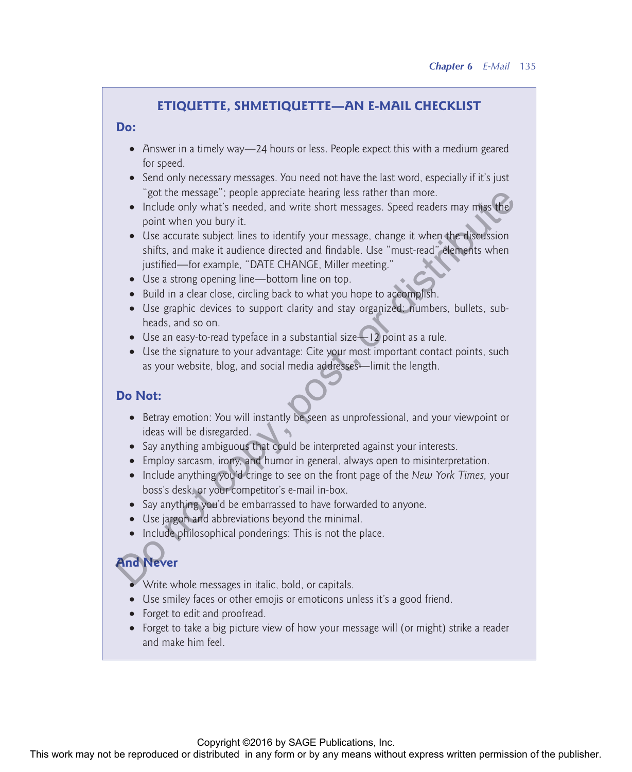## ETIQUETTE, SHMETIQUETTE—AN E-MAIL CHECKLIST

### Do:

- Answer in a timely way—24 hours or less. People expect this with a medium geared for speed.
- Send only necessary messages. You need not have the last word, especially if it's just "got the message"; people appreciate hearing less rather than more.
- Include only what's needed, and write short messages. Speed readers may miss the point when you bury it.
- Use accurate subject lines to identify your message, change it when the discussion shifts, and make it audience directed and findable. Use "must-read" elements when justified—for example, "DATE CHANGE, Miller meeting."
- Use a strong opening line—bottom line on top.
- Build in a clear close, circling back to what you hope to accomplish.
- Use graphic devices to support clarity and stay organized: numbers, bullets, subheads, and so on.
- Use an easy-to-read typeface in a substantial size—12 point as a rule.
- Use the signature to your advantage: Cite your most important contact points, such as your website, blog, and social media addresses—limit the length.

### Do Not:

- Betray emotion: You will instantly be seen as unprofessional, and your viewpoint or ideas will be disregarded.
- Say anything ambiguous that could be interpreted against your interests.
- Employ sarcasm, irony, and humor in general, always open to misinterpretation.
- Include anything you'd cringe to see on the front page of the *New York Times,* your boss's desk, or your competitor's e-mail in-box.
- Say anything you'd be embarrassed to have forwarded to anyone.
- Use jargon and abbreviations beyond the minimal.
- Include philosophical ponderings: This is not the place.

### And Never

- Write whole messages in italic, bold, or capitals.
- Use smiley faces or other emojis or emoticons unless it's a good friend.
- Forget to edit and proofread.
- Forget to take a big picture view of how your message will (or might) strike a reader and make him feel.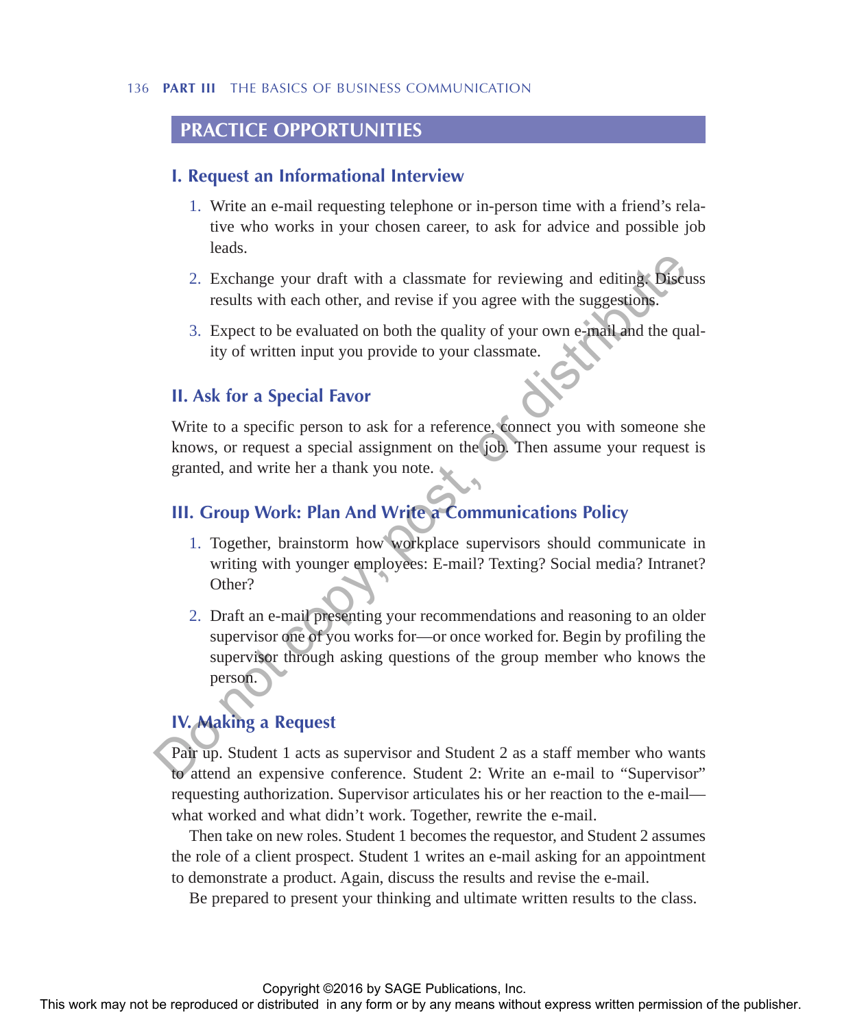## PRACTICE OPPORTUNITIES

### I. Request an Informational Interview

1. Write an e-mail requesting telephone or in-person time with a friend's relative who works in your chosen career, to ask for advice and possible job leads.
2. Exchange your draft with a classmate for reviewing and editing. Discuss results with each other, and revise if you agree with the suggestions.
3. Expect to be evaluated on both the quality of your own e-mail and the quality of written input you provide to your classmate.

### II. Ask for a Special Favor

Write to a specific person to ask for a reference, connect you with someone she knows, or request a special assignment on the job. Then assume your request is granted, and write her a thank you note.

### III. Group Work: Plan And Write a Communications Policy

1. Together, brainstorm how workplace supervisors should communicate in writing with younger employees: E-mail? Texting? Social media? Intranet? Other?
2. Draft an e-mail presenting your recommendations and reasoning to an older supervisor one of you works for—or once worked for. Begin by profiling the supervisor through asking questions of the group member who knows the person.

### IV. Making a Request

Pair up. Student 1 acts as supervisor and Student 2 as a staff member who wants to attend an expensive conference. Student 2: Write an e-mail to "Supervisor" requesting authorization. Supervisor articulates his or her reaction to the e-mail—what worked and what didn't work. Together, rewrite the e-mail.

Then take on new roles. Student 1 becomes the requestor, and Student 2 assumes the role of a client prospect. Student 1 writes an e-mail asking for an appointment to demonstrate a product. Again, discuss the results and revise the e-mail.

Be prepared to present your thinking and ultimate written results to the class.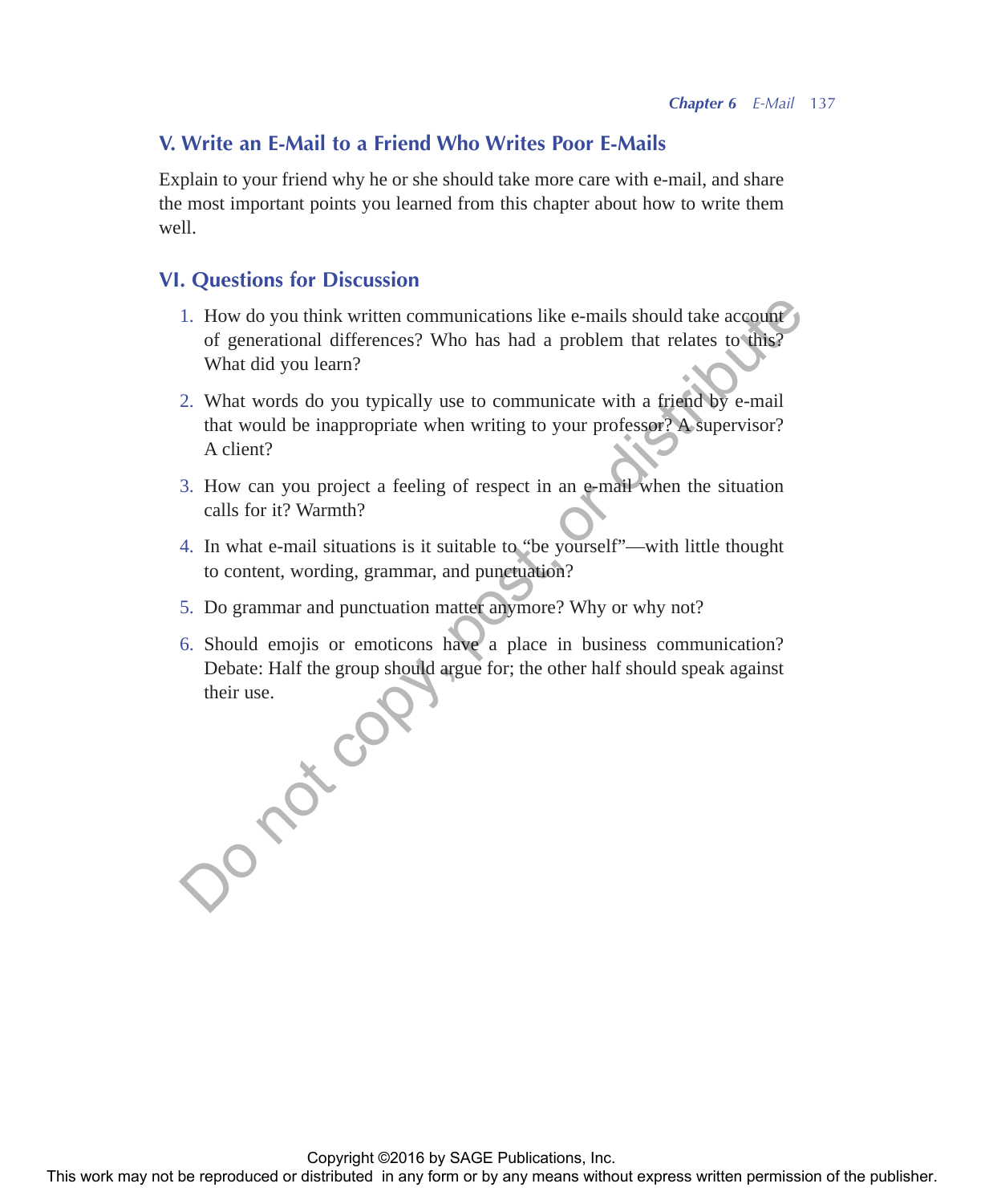## V. Write an E-Mail to a Friend Who Writes Poor E-Mails

Explain to your friend why he or she should take more care with e-mail, and share the most important points you learned from this chapter about how to write them well.

## VI. Questions for Discussion

1. How do you think written communications like e-mails should take account of generational differences? Who has had a problem that relates to this? What did you learn?
2. What words do you typically use to communicate with a friend by e-mail that would be inappropriate when writing to your professor? A supervisor? A client?
3. How can you project a feeling of respect in an e-mail when the situation calls for it? Warmth?
4. In what e-mail situations is it suitable to "be yourself"—with little thought to content, wording, grammar, and punctuation?
5. Do grammar and punctuation matter anymore? Why or why not?
6. Should emojis or emoticons have a place in business communication? Debate: Half the group should argue for; the other half should speak against their use.